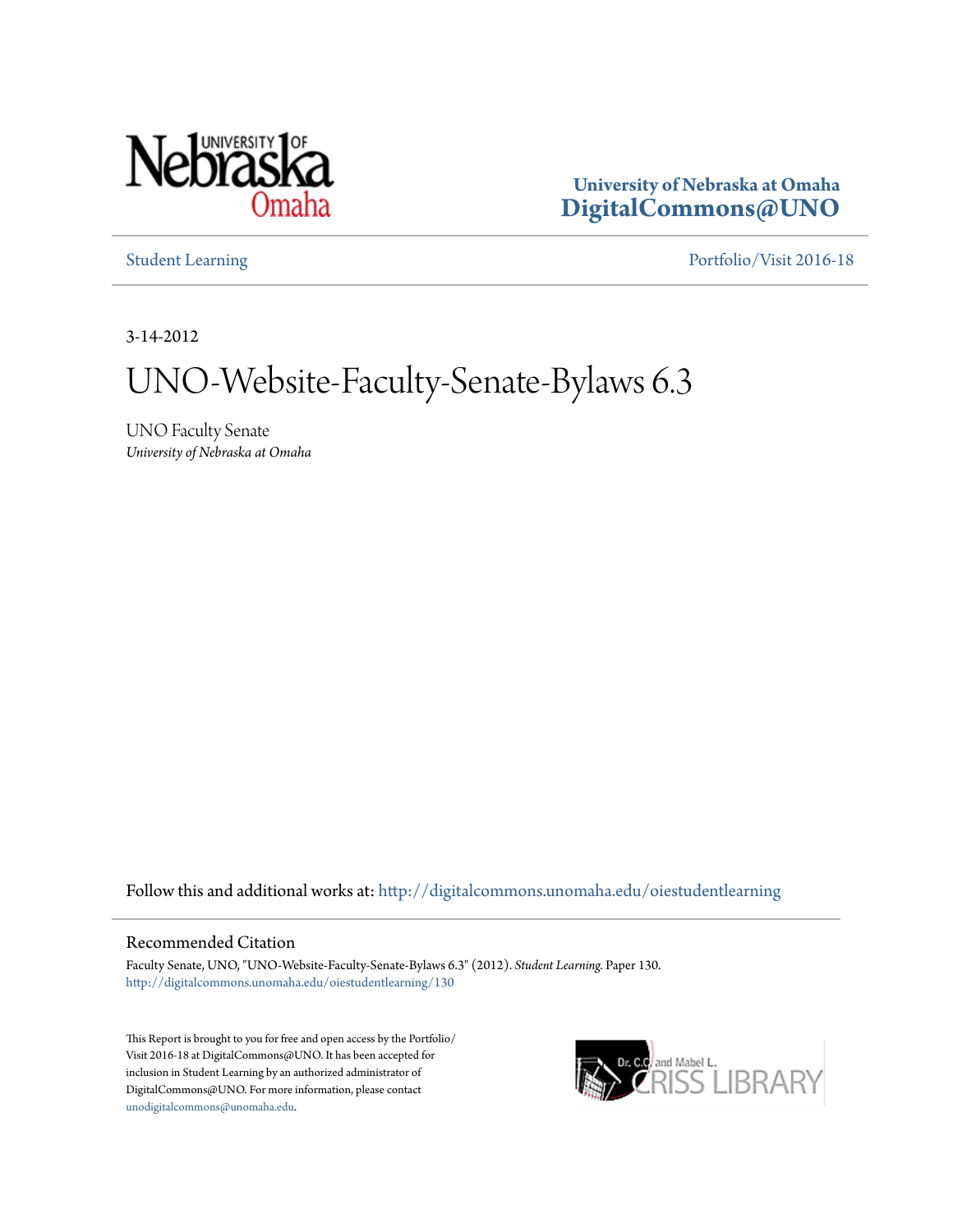University of Nebraska at Omaha
**DigitalCommons@UNO**

Student Learning | Portfolio/Visit 2016-18

3-14-2012

# UNO-Website-Faculty-Senate-Bylaws 6.3

UNO Faculty Senate
*University of Nebraska at Omaha*

Follow this and additional works at: http://digitalcommons.unomaha.edu/oiestudentlearning

## Recommended Citation

Faculty Senate, UNO, "UNO-Website-Faculty-Senate-Bylaws 6.3" (2012). *Student Learning*. Paper 130.
http://digitalcommons.unomaha.edu/oiestudentlearning/130

This Report is brought to you for free and open access by the Portfolio/Visit 2016-18 at DigitalCommons@UNO. It has been accepted for inclusion in Student Learning by an authorized administrator of DigitalCommons@UNO. For more information, please contact unodigitalcommons@unomaha.edu.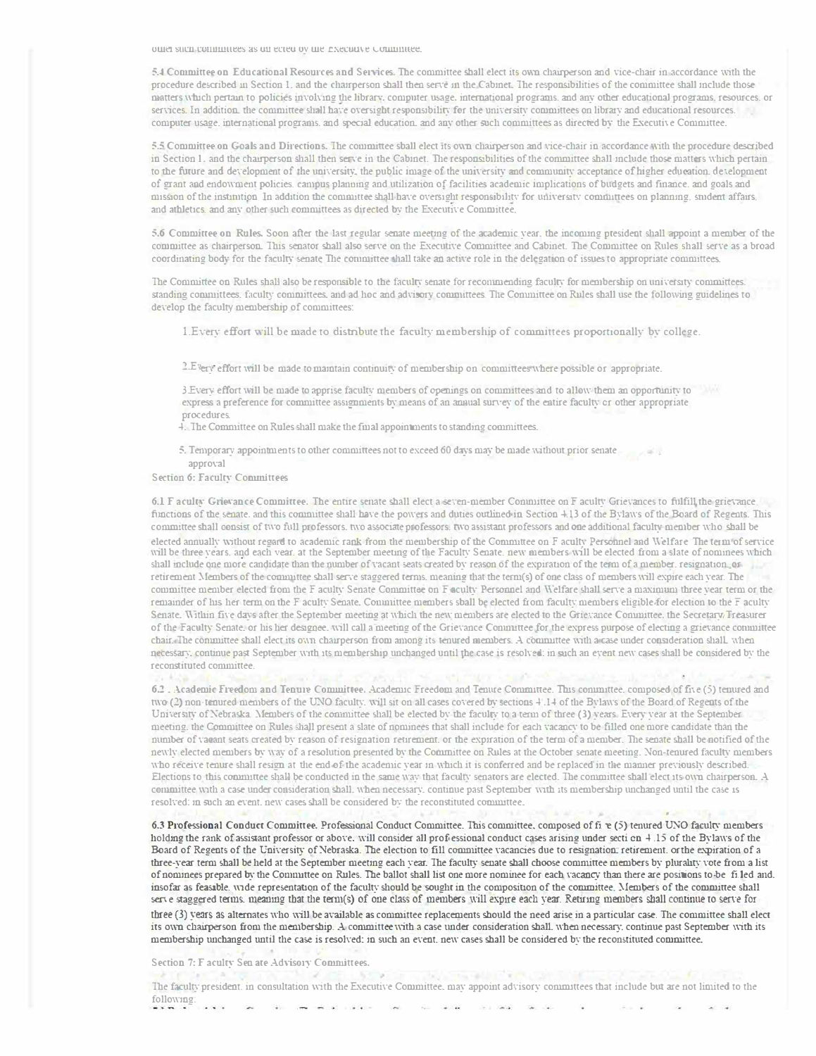other such committees as directed by the Executive Committee.

**5.4 Committee on Educational Resources and Services.** The committee shall elect its own chairperson and vice-chair in accordance with the procedure described in Section 1, and the chairperson shall then serve in the Cabinet. The responsibilities of the committee shall include those matters which pertain to policies involving the library, computer usage, international programs, and any other educational programs, resources, or services. In addition, the committee shall have oversight responsibility for the university committees on library and educational resources, computer usage, international programs, and special education, and any other such committees as directed by the Executive Committee.

**5.5 Committee on Goals and Directions.** The committee shall elect its own chairperson and vice-chair in accordance with the procedure described in Section 1, and the chairperson shall then serve in the Cabinet. The responsibilities of the committee shall include those matters which pertain to the future and development of the university, the public image of the university and community acceptance of higher education, development of grant and endowment policies, campus planning and utilization of facilities academic implications of budgets and finance, and goals and mission of the institution. In addition the committee shall have oversight responsibility for university committees on planning, student affairs, and athletics, and any other such committees as directed by the Executive Committee.

**5.6 Committee on Rules.** Soon after the last regular senate meeting of the academic year, the incoming president shall appoint a member of the committee as chairperson. This senator shall also serve on the Executive Committee and Cabinet. The Committee on Rules shall serve as a broad coordinating body for the faculty senate. The committee shall take an active role in the delegation of issues to appropriate committees.

The Committee on Rules shall also be responsible to the faculty senate for recommending faculty for membership on university committees, standing committees, faculty committees, and ad hoc and advisory committees. The Committee on Rules shall use the following guidelines to develop the faculty membership of committees:

1. Every effort will be made to distribute the faculty membership of committees proportionally by college.
2. Every effort will be made to maintain continuity of membership on committees where possible or appropriate.
3. Every effort will be made to apprise faculty members of openings on committees and to allow them an opportunity to express a preference for committee assignments by means of an annual survey of the entire faculty or other appropriate procedures.
4. The Committee on Rules shall make the final appointments to standing committees.
5. Temporary appointments to other committees not to exceed 60 days may be made without prior senate approval

## Section 6: Faculty Committees

**6.1 Faculty Grievance Committee.** The entire senate shall elect a seven-member Committee on Faculty Grievances to fulfill the grievance functions of the senate, and this committee shall have the powers and duties outlined in Section 4.13 of the Bylaws of the Board of Regents. This committee shall consist of two full professors, two associate professors, two assistant professors and one additional faculty member who shall be elected annually without regard to academic rank from the membership of the Committee on Faculty Personnel and Welfare. The term of service will be three years, and each year, at the September meeting of the Faculty Senate, new members will be elected from a slate of nominees which shall include one more candidate than the number of vacant seats created by reason of the expiration of the term of a member, resignation, or retirement. Members of the committee shall serve staggered terms, meaning that the term(s) of one class of members will expire each year. The committee member elected from the Faculty Senate Committee on Faculty Personnel and Welfare shall serve a maximum three year term or the remainder of his her term on the Faculty Senate. Committee members shall be elected from faculty members eligible for election to the Faculty Senate. Within five days after the September meeting at which the new members are elected to the Grievance Committee, the Secretary/Treasurer of the Faculty Senate, or his her designee, will call a meeting of the Grievance Committee for the express purpose of electing a grievance committee chair. The committee shall elect its own chairperson from among its tenured members. A committee with a case under consideration shall, when necessary, continue past September with its membership unchanged until the case is resolved; in such an event new cases shall be considered by the reconstituted committee.

**6.2 . Academic Freedom and Tenure Committee.** Academic Freedom and Tenure Committee. This committee, composed of five (5) tenured and two (2) non-tenured members of the UNO faculty, will sit on all cases covered by sections 4.14 of the Bylaws of the Board of Regents of the University of Nebraska. Members of the committee shall be elected by the faculty to a term of three (3) years. Every year at the September meeting, the Committee on Rules shall present a slate of nominees that shall include for each vacancy to be filled one more candidate than the number of vacant seats created by reason of resignation retirement, or the expiration of the term of a member. The senate shall be notified of the newly elected members by way of a resolution presented by the Committee on Rules at the October senate meeting. Non-tenured faculty members who receive tenure shall resign at the end of the academic year in which it is conferred and be replaced in the manner previously described. Elections to this committee shall be conducted in the same way that faculty senators are elected. The committee shall elect its own chairperson. A committee with a case under consideration shall, when necessary, continue past September with its membership unchanged until the case is resolved; in such an event, new cases shall be considered by the reconstituted committee.

**6.3 Professional Conduct Committee.** Professional Conduct Committee. This committee, composed of five (5) tenured UNO faculty members holding the rank of assistant professor or above, will consider all professional conduct cases arising under section 4.15 of the Bylaws of the Board of Regents of the University of Nebraska. The election to fill committee vacancies due to resignation, retirement, or the expiration of a three-year term shall be held at the September meeting each year. The faculty senate shall choose committee members by plurality vote from a list of nominees prepared by the Committee on Rules. The ballot shall list one more nominee for each vacancy than there are positions to be filled and, insofar as feasible, wide representation of the faculty should be sought in the composition of the committee. Members of the committee shall serve staggered terms, meaning that the term(s) of one class of members will expire each year. Retiring members shall continue to serve for three (3) years as alternates who will be available as committee replacements should the need arise in a particular case. The committee shall elect its own chairperson from the membership. A committee with a case under consideration shall, when necessary, continue past September with its membership unchanged until the case is resolved; in such an event, new cases shall be considered by the reconstituted committee.

## Section 7: Faculty Senate Advisory Committees.

The faculty president, in consultation with the Executive Committee, may appoint advisory committees that include but are not limited to the following: